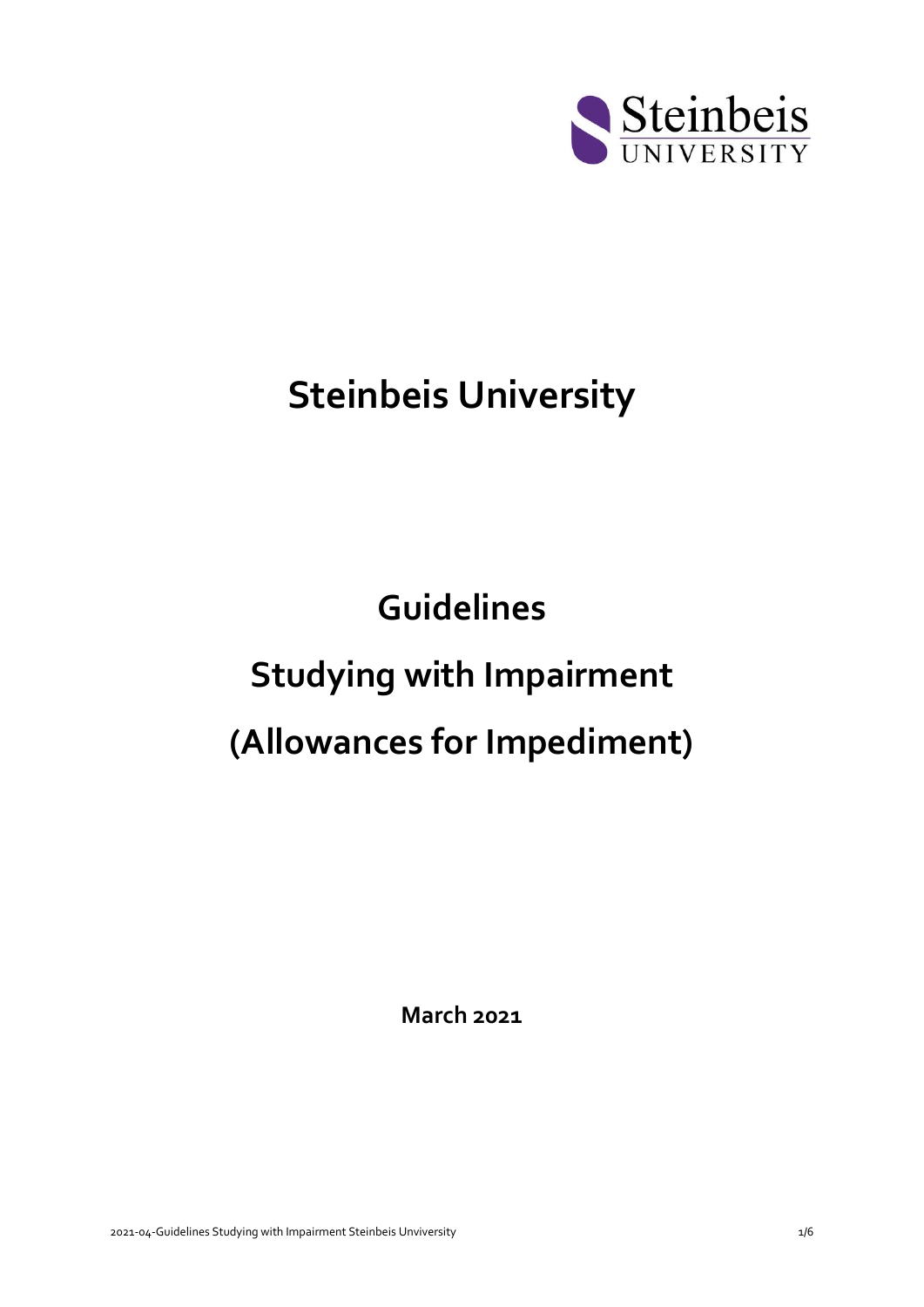# Steinbeis University

# Guidelines

# Studying with Impairment

# (Allowances for Impediment)

**March 2021**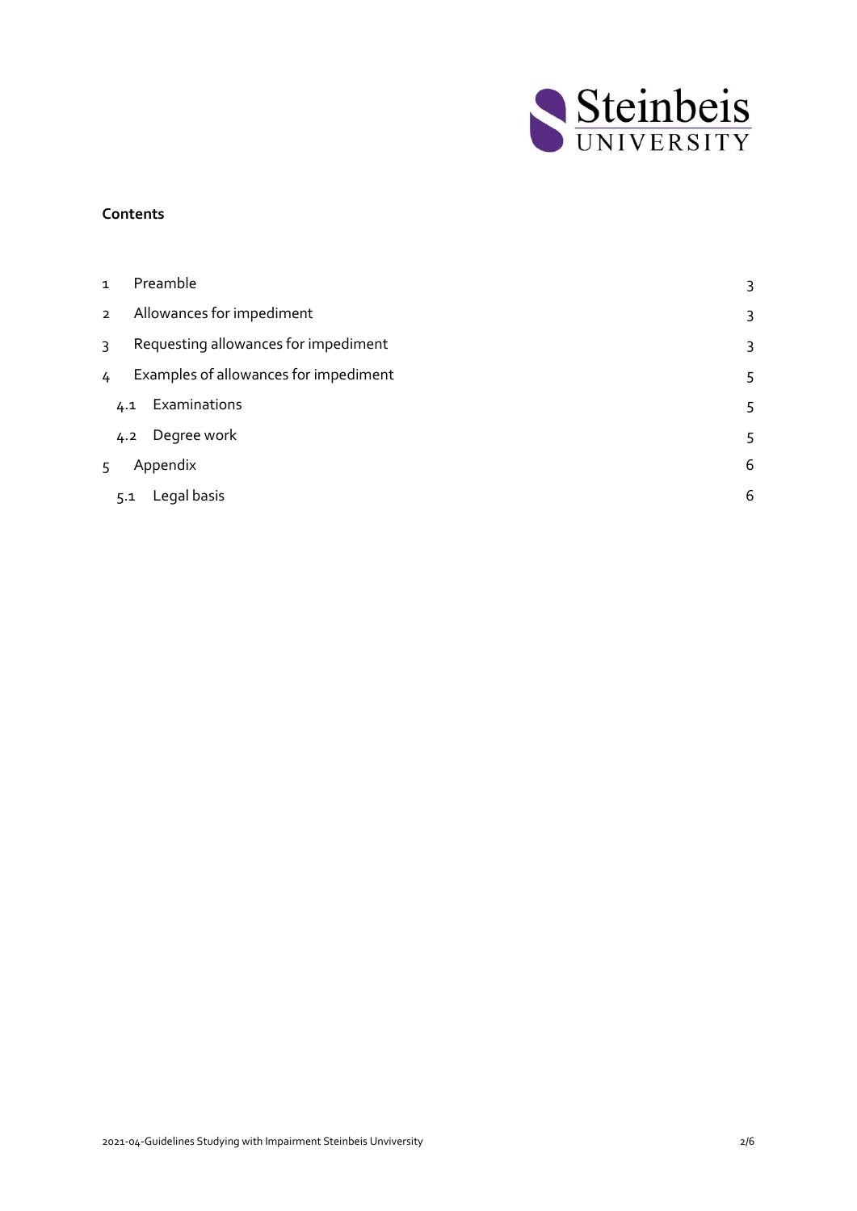**Contents**

| | | |
|---|---|---|
| 1 | Preamble | 3 |
| 2 | Allowances for impediment | 3 |
| 3 | Requesting allowances for impediment | 3 |
| 4 | Examples of allowances for impediment | 5 |
| 4.1 | Examinations | 5 |
| 4.2 | Degree work | 5 |
| 5 | Appendix | 6 |
| 5.1 | Legal basis | 6 |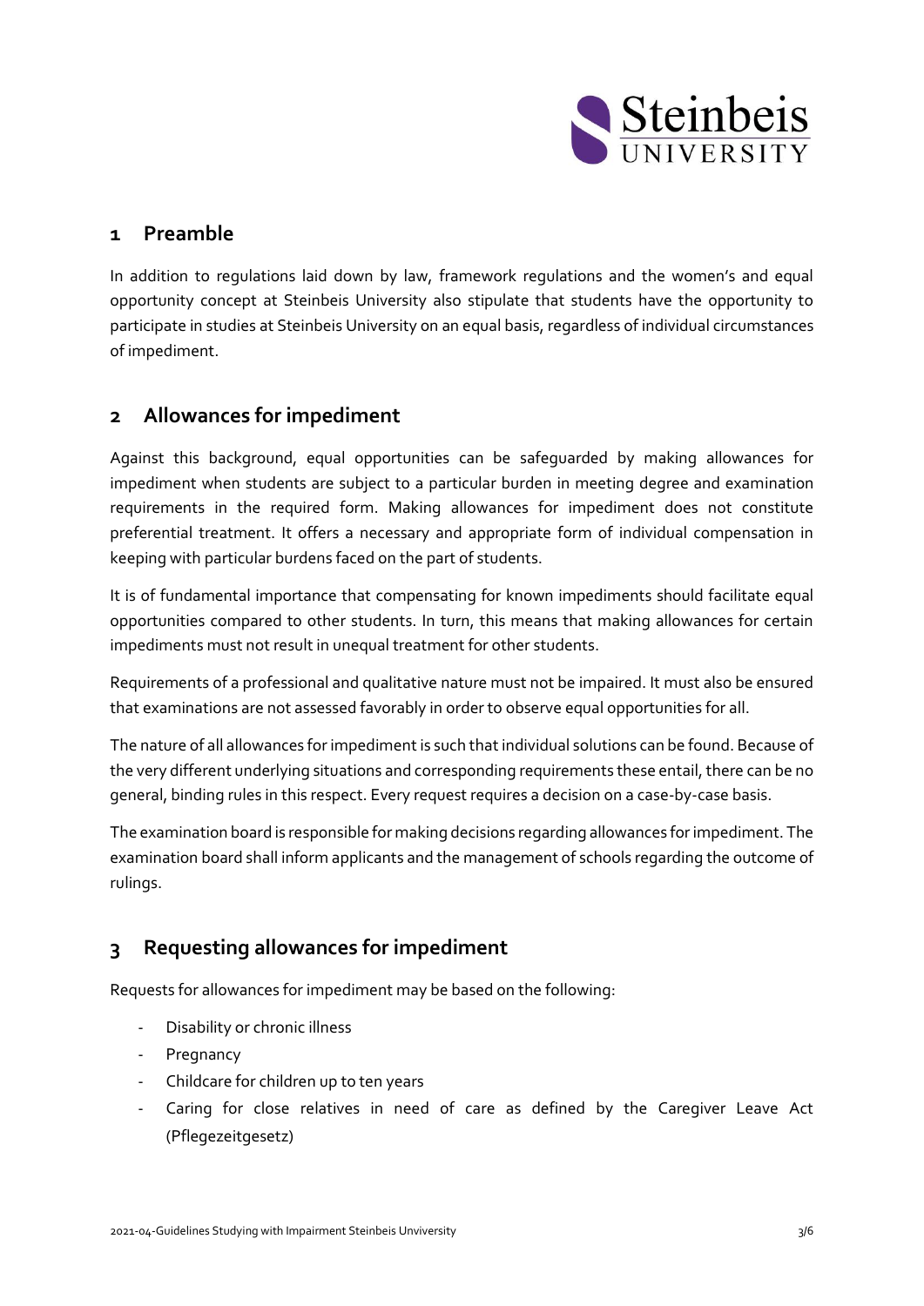## 1 Preamble

In addition to regulations laid down by law, framework regulations and the women's and equal opportunity concept at Steinbeis University also stipulate that students have the opportunity to participate in studies at Steinbeis University on an equal basis, regardless of individual circumstances of impediment.

## 2 Allowances for impediment

Against this background, equal opportunities can be safeguarded by making allowances for impediment when students are subject to a particular burden in meeting degree and examination requirements in the required form. Making allowances for impediment does not constitute preferential treatment. It offers a necessary and appropriate form of individual compensation in keeping with particular burdens faced on the part of students.

It is of fundamental importance that compensating for known impediments should facilitate equal opportunities compared to other students. In turn, this means that making allowances for certain impediments must not result in unequal treatment for other students.

Requirements of a professional and qualitative nature must not be impaired. It must also be ensured that examinations are not assessed favorably in order to observe equal opportunities for all.

The nature of all allowances for impediment is such that individual solutions can be found. Because of the very different underlying situations and corresponding requirements these entail, there can be no general, binding rules in this respect. Every request requires a decision on a case-by-case basis.

The examination board is responsible for making decisions regarding allowances for impediment. The examination board shall inform applicants and the management of schools regarding the outcome of rulings.

## 3 Requesting allowances for impediment

Requests for allowances for impediment may be based on the following:

- Disability or chronic illness
- Pregnancy
- Childcare for children up to ten years
- Caring for close relatives in need of care as defined by the Caregiver Leave Act (Pflegezeitgesetz)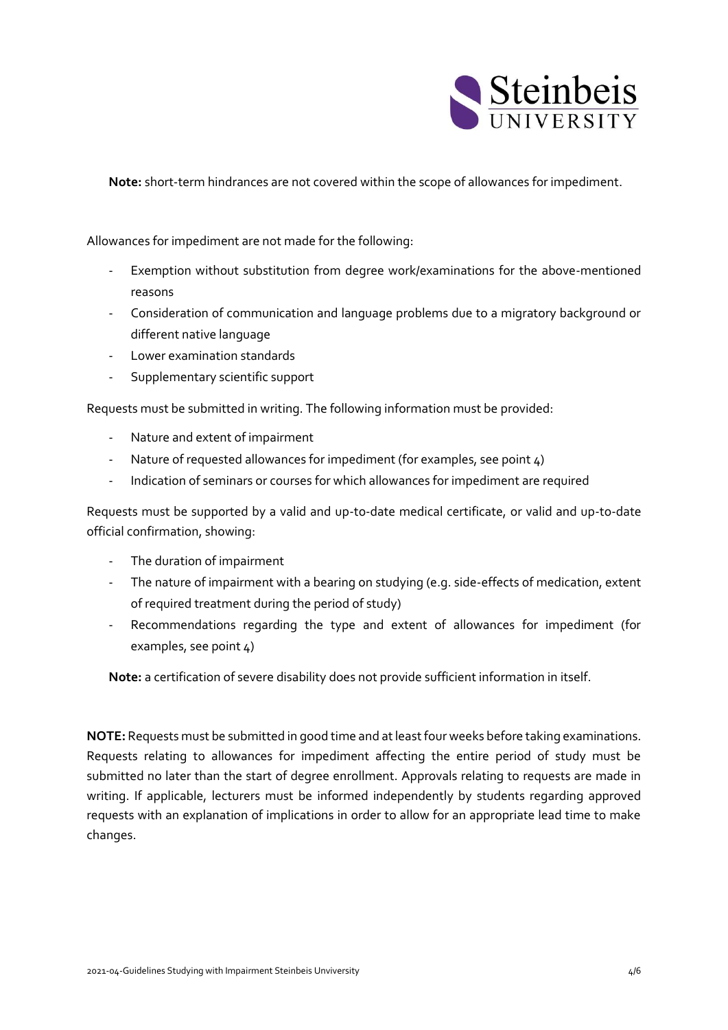**Note:** short-term hindrances are not covered within the scope of allowances for impediment.

Allowances for impediment are not made for the following:

- Exemption without substitution from degree work/examinations for the above-mentioned reasons
- Consideration of communication and language problems due to a migratory background or different native language
- Lower examination standards
- Supplementary scientific support

Requests must be submitted in writing. The following information must be provided:

- Nature and extent of impairment
- Nature of requested allowances for impediment (for examples, see point 4)
- Indication of seminars or courses for which allowances for impediment are required

Requests must be supported by a valid and up-to-date medical certificate, or valid and up-to-date official confirmation, showing:

- The duration of impairment
- The nature of impairment with a bearing on studying (e.g. side-effects of medication, extent of required treatment during the period of study)
- Recommendations regarding the type and extent of allowances for impediment (for examples, see point 4)

**Note:** a certification of severe disability does not provide sufficient information in itself.

**NOTE:** Requests must be submitted in good time and at least four weeks before taking examinations. Requests relating to allowances for impediment affecting the entire period of study must be submitted no later than the start of degree enrollment. Approvals relating to requests are made in writing. If applicable, lecturers must be informed independently by students regarding approved requests with an explanation of implications in order to allow for an appropriate lead time to make changes.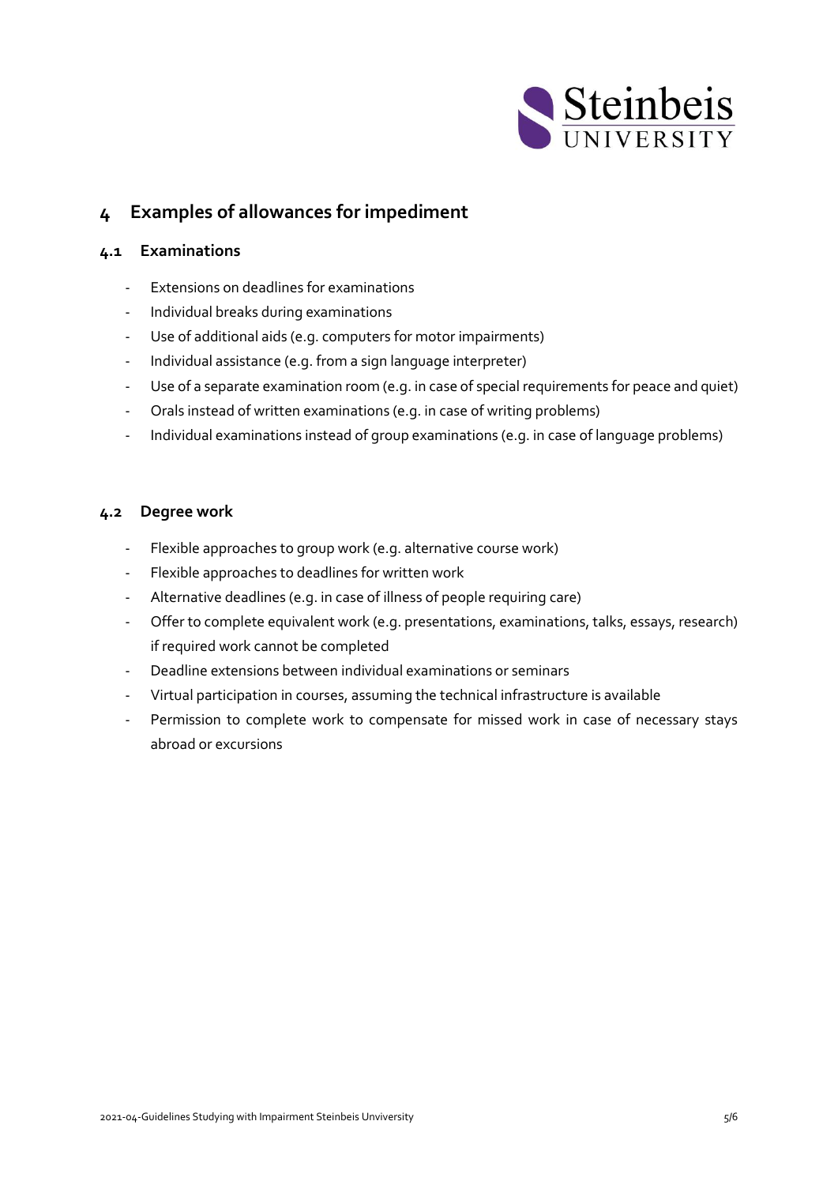# 4 Examples of allowances for impediment

## 4.1 Examinations

- Extensions on deadlines for examinations
- Individual breaks during examinations
- Use of additional aids (e.g. computers for motor impairments)
- Individual assistance (e.g. from a sign language interpreter)
- Use of a separate examination room (e.g. in case of special requirements for peace and quiet)
- Orals instead of written examinations (e.g. in case of writing problems)
- Individual examinations instead of group examinations (e.g. in case of language problems)

## 4.2 Degree work

- Flexible approaches to group work (e.g. alternative course work)
- Flexible approaches to deadlines for written work
- Alternative deadlines (e.g. in case of illness of people requiring care)
- Offer to complete equivalent work (e.g. presentations, examinations, talks, essays, research) if required work cannot be completed
- Deadline extensions between individual examinations or seminars
- Virtual participation in courses, assuming the technical infrastructure is available
- Permission to complete work to compensate for missed work in case of necessary stays abroad or excursions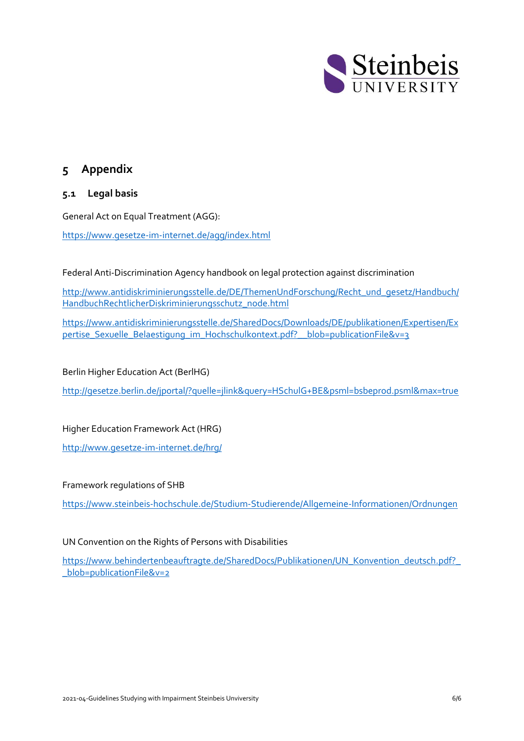# 5 Appendix

## 5.1 Legal basis

General Act on Equal Treatment (AGG):

https://www.gesetze-im-internet.de/agg/index.html

Federal Anti-Discrimination Agency handbook on legal protection against discrimination

http://www.antidiskriminierungsstelle.de/DE/ThemenUndForschung/Recht_und_gesetz/Handbuch/HandbuchRechtlicherDiskriminierungsschutz_node.html

https://www.antidiskriminierungsstelle.de/SharedDocs/Downloads/DE/publikationen/Expertisen/Expertise_Sexuelle_Belaestigung_im_Hochschulkontext.pdf?__blob=publicationFile&v=3

Berlin Higher Education Act (BerlHG)

http://gesetze.berlin.de/jportal/?quelle=jlink&query=HSchulG+BE&psml=bsbeprod.psml&max=true

Higher Education Framework Act (HRG)

http://www.gesetze-im-internet.de/hrg/

Framework regulations of SHB

https://www.steinbeis-hochschule.de/Studium-Studierende/Allgemeine-Informationen/Ordnungen

UN Convention on the Rights of Persons with Disabilities

https://www.behindertenbeauftragte.de/SharedDocs/Publikationen/UN_Konvention_deutsch.pdf?__blob=publicationFile&v=2